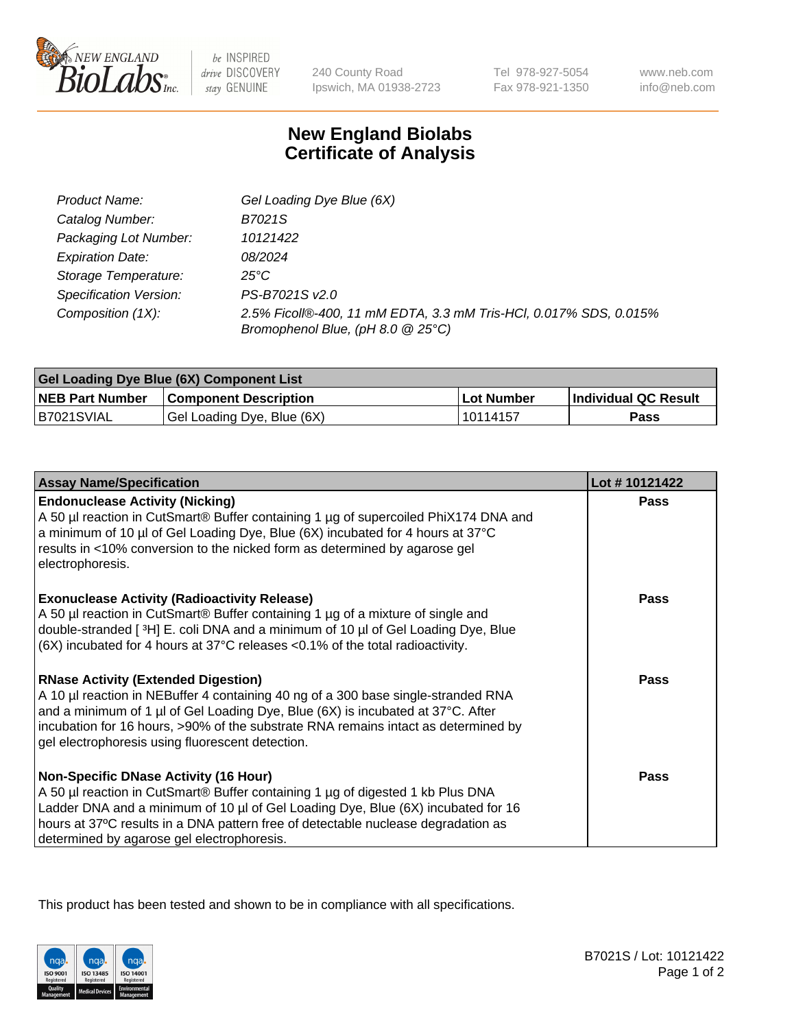New England BioLabs Inc. — be INSPIRED drive DISCOVERY stay GENUINE

240 County Road
Ipswich, MA 01938-2723

Tel 978-927-5054
Fax 978-921-1350

www.neb.com
info@neb.com

# New England Biolabs
# Certificate of Analysis

| | |
|---|---|
| *Product Name:* | *Gel Loading Dye Blue (6X)* |
| *Catalog Number:* | *B7021S* |
| *Packaging Lot Number:* | *10121422* |
| *Expiration Date:* | *08/2024* |
| *Storage Temperature:* | *25°C* |
| *Specification Version:* | *PS-B7021S v2.0* |
| *Composition (1X):* | *2.5% Ficoll®-400, 11 mM EDTA, 3.3 mM Tris-HCl, 0.017% SDS, 0.015% Bromophenol Blue, (pH 8.0 @ 25°C)* |

| **Gel Loading Dye Blue (6X) Component List** | | | |
|---|---|---|---|
| **NEB Part Number** | **Component Description** | **Lot Number** | **Individual QC Result** |
| B7021SVIAL | Gel Loading Dye, Blue (6X) | 10114157 | **Pass** |

| **Assay Name/Specification** | **Lot # 10121422** |
|---|---|
| **Endonuclease Activity (Nicking)**<br>A 50 µl reaction in CutSmart® Buffer containing 1 µg of supercoiled PhiX174 DNA and a minimum of 10 µl of Gel Loading Dye, Blue (6X) incubated for 4 hours at 37°C results in <10% conversion to the nicked form as determined by agarose gel electrophoresis. | **Pass** |
| **Exonuclease Activity (Radioactivity Release)**<br>A 50 µl reaction in CutSmart® Buffer containing 1 µg of a mixture of single and double-stranded [ $^3$H] E. coli DNA and a minimum of 10 µl of Gel Loading Dye, Blue (6X) incubated for 4 hours at 37°C releases <0.1% of the total radioactivity. | **Pass** |
| **RNase Activity (Extended Digestion)**<br>A 10 µl reaction in NEBuffer 4 containing 40 ng of a 300 base single-stranded RNA and a minimum of 1 µl of Gel Loading Dye, Blue (6X) is incubated at 37°C. After incubation for 16 hours, >90% of the substrate RNA remains intact as determined by gel electrophoresis using fluorescent detection. | **Pass** |
| **Non-Specific DNase Activity (16 Hour)**<br>A 50 µl reaction in CutSmart® Buffer containing 1 µg of digested 1 kb Plus DNA Ladder DNA and a minimum of 10 µl of Gel Loading Dye, Blue (6X) incubated for 16 hours at 37ºC results in a DNA pattern free of detectable nuclease degradation as determined by agarose gel electrophoresis. | **Pass** |

This product has been tested and shown to be in compliance with all specifications.

B7021S / Lot: 10121422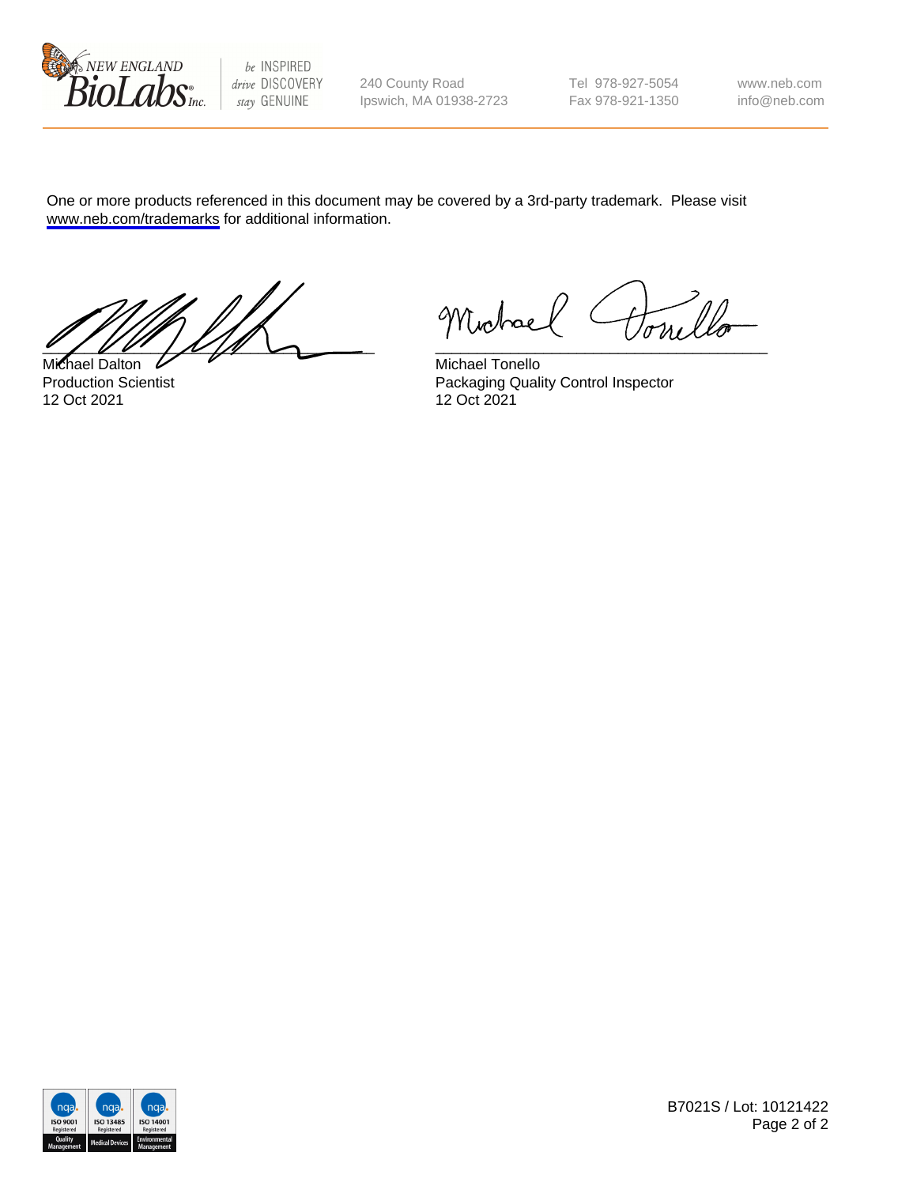One or more products referenced in this document may be covered by a 3rd-party trademark. Please visit www.neb.com/trademarks for additional information.

Michael Dalton
Production Scientist
12 Oct 2021

Michael Tonello
Packaging Quality Control Inspector
12 Oct 2021

B7021S / Lot: 10121422